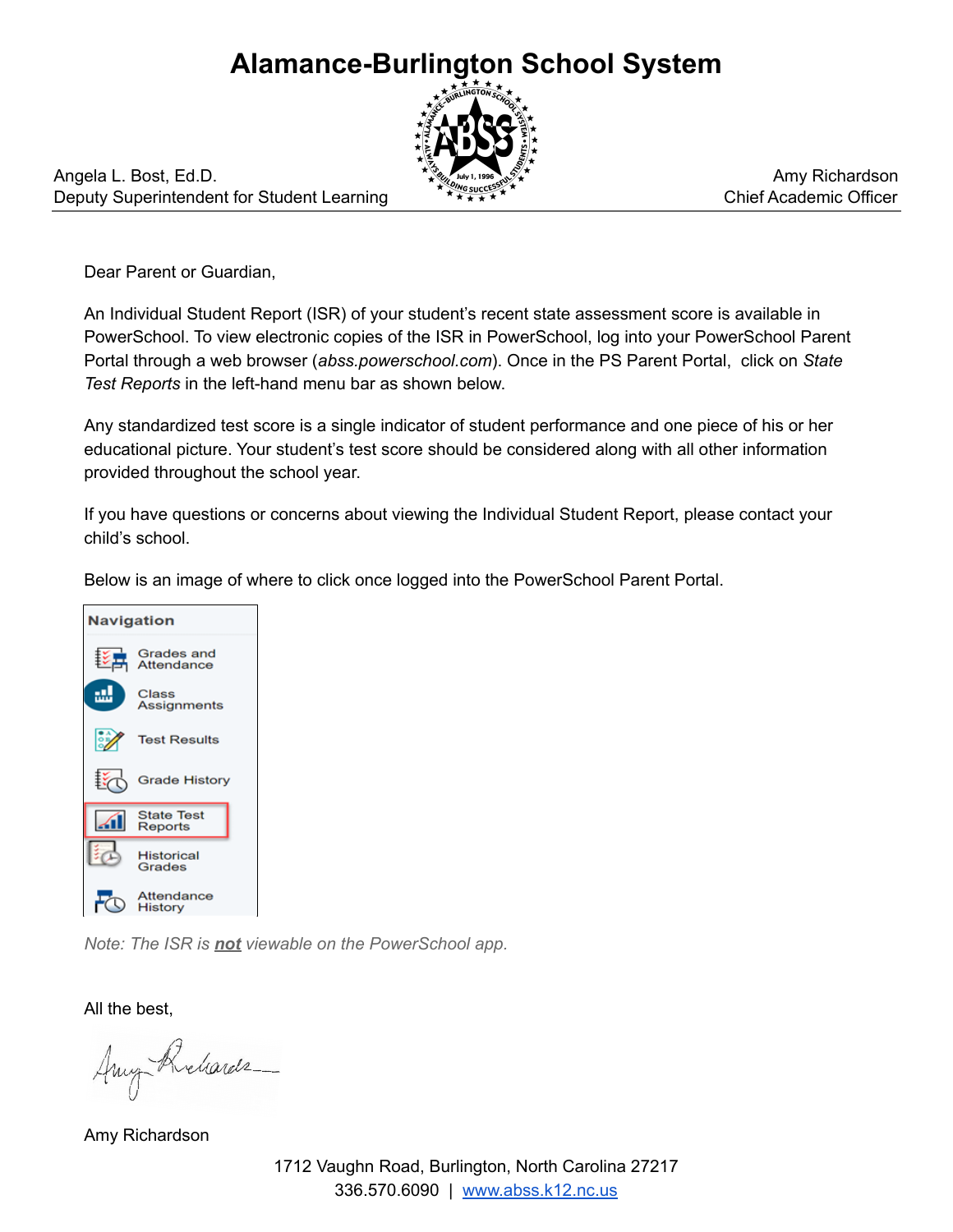# Alamance-Burlington School System

Angela L. Bost, Ed.D.
Deputy Superintendent for Student Learning

Amy Richardson
Chief Academic Officer

Dear Parent or Guardian,

An Individual Student Report (ISR) of your student's recent state assessment score is available in PowerSchool. To view electronic copies of the ISR in PowerSchool, log into your PowerSchool Parent Portal through a web browser (*abss.powerschool.com*). Once in the PS Parent Portal, click on *State Test Reports* in the left-hand menu bar as shown below.

Any standardized test score is a single indicator of student performance and one piece of his or her educational picture. Your student's test score should be considered along with all other information provided throughout the school year.

If you have questions or concerns about viewing the Individual Student Report, please contact your child's school.

Below is an image of where to click once logged into the PowerSchool Parent Portal.

**Navigation**

- Grades and Attendance
- Class Assignments
- Test Results
- Grade History
- State Test Reports
- Historical Grades
- Attendance History

*Note: The ISR is **not** viewable on the PowerSchool app.*

All the best,

Amy Richardson

1712 Vaughn Road, Burlington, North Carolina 27217
336.570.6090 | www.abss.k12.nc.us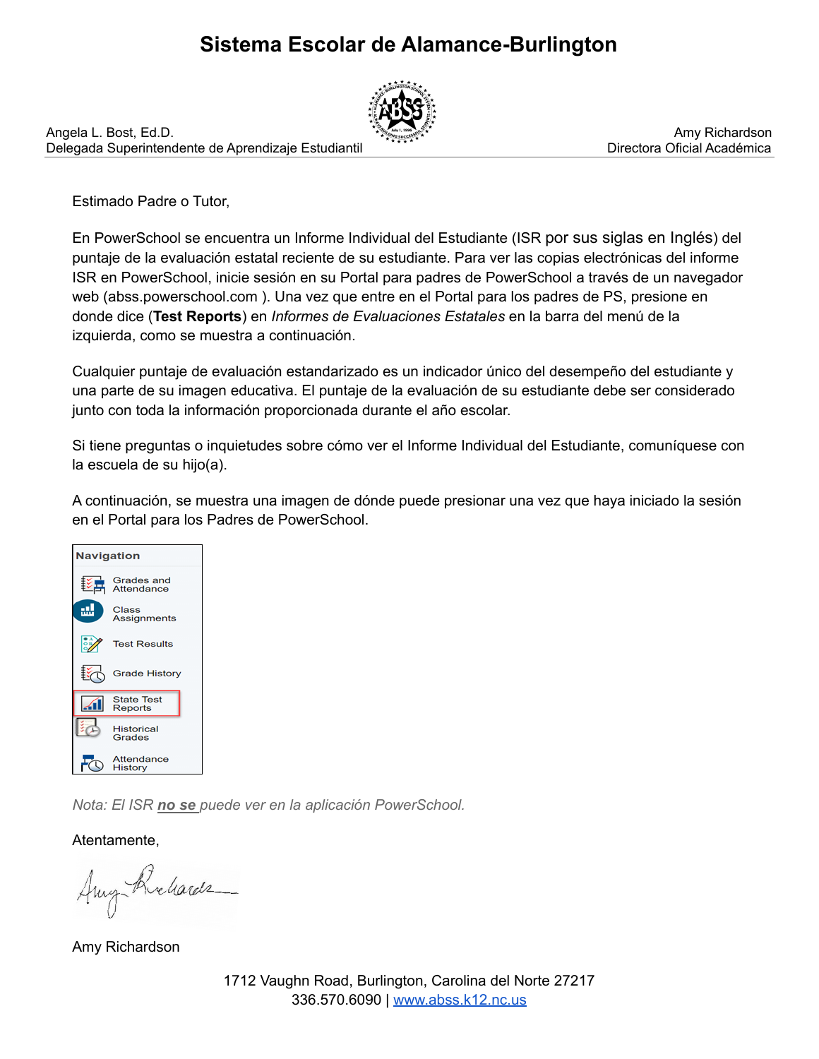# Sistema Escolar de Alamance-Burlington

Angela L. Bost, Ed.D.
Delegada Superintendente de Aprendizaje Estudiantil

Amy Richardson
Directora Oficial Académica

Estimado Padre o Tutor,

En PowerSchool se encuentra un Informe Individual del Estudiante (ISR por sus siglas en Inglés) del puntaje de la evaluación estatal reciente de su estudiante. Para ver las copias electrónicas del informe ISR en PowerSchool, inicie sesión en su Portal para padres de PowerSchool a través de un navegador web (abss.powerschool.com ). Una vez que entre en el Portal para los padres de PS, presione en donde dice (**Test Reports**) en *Informes de Evaluaciones Estatales* en la barra del menú de la izquierda, como se muestra a continuación.

Cualquier puntaje de evaluación estandarizado es un indicador único del desempeño del estudiante y una parte de su imagen educativa. El puntaje de la evaluación de su estudiante debe ser considerado junto con toda la información proporcionada durante el año escolar.

Si tiene preguntas o inquietudes sobre cómo ver el Informe Individual del Estudiante, comuníquese con la escuela de su hijo(a).

A continuación, se muestra una imagen de dónde puede presionar una vez que haya iniciado la sesión en el Portal para los Padres de PowerSchool.

Navigation
Grades and Attendance
Class Assignments
Test Results
Grade History
State Test Reports
Historical Grades
Attendance History

*Nota: El ISR **no se** puede ver en la aplicación PowerSchool.*

Atentamente,

Amy Richardson

1712 Vaughn Road, Burlington, Carolina del Norte 27217
336.570.6090 | www.abss.k12.nc.us